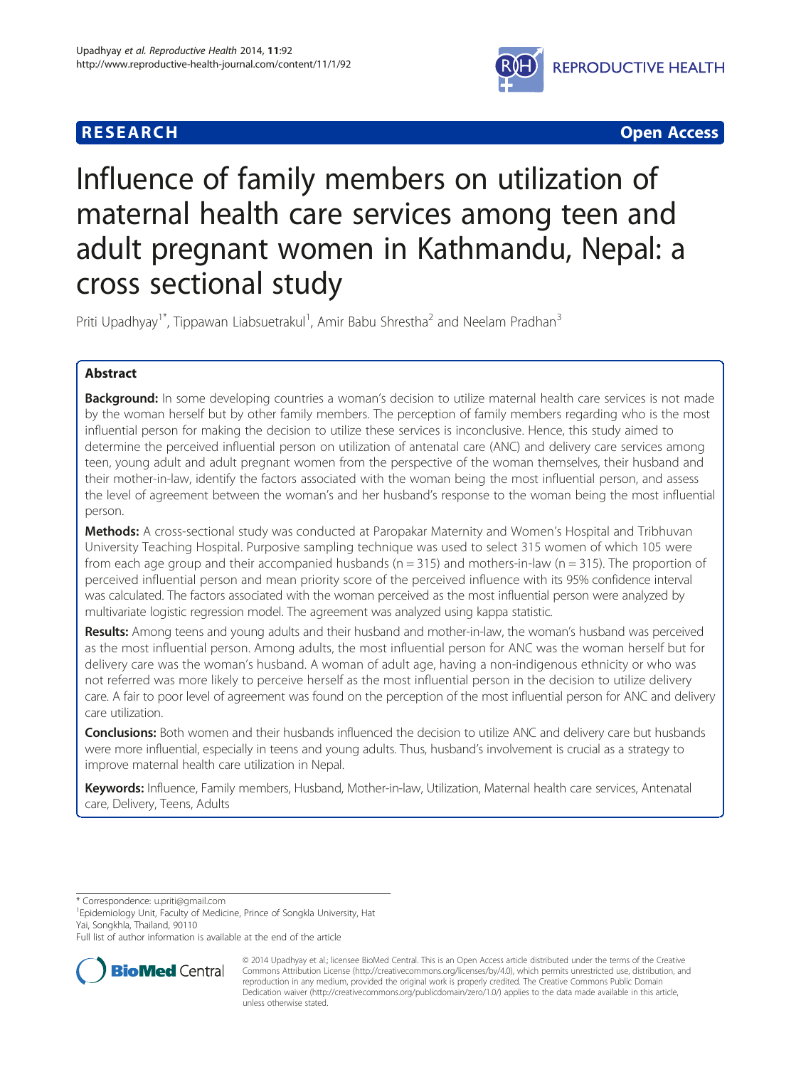RESEARCH Open Access

# Influence of family members on utilization of maternal health care services among teen and adult pregnant women in Kathmandu, Nepal: a cross sectional study

Priti Upadhyay[1*], Tippawan Liabsuetrakul[1], Amir Babu Shrestha[2] and Neelam Pradhan[3]

## Abstract

**Background:** In some developing countries a woman's decision to utilize maternal health care services is not made by the woman herself but by other family members. The perception of family members regarding who is the most influential person for making the decision to utilize these services is inconclusive. Hence, this study aimed to determine the perceived influential person on utilization of antenatal care (ANC) and delivery care services among teen, young adult and adult pregnant women from the perspective of the woman themselves, their husband and their mother-in-law, identify the factors associated with the woman being the most influential person, and assess the level of agreement between the woman's and her husband's response to the woman being the most influential person.

**Methods:** A cross-sectional study was conducted at Paropakar Maternity and Women's Hospital and Tribhuvan University Teaching Hospital. Purposive sampling technique was used to select 315 women of which 105 were from each age group and their accompanied husbands (n = 315) and mothers-in-law (n = 315). The proportion of perceived influential person and mean priority score of the perceived influence with its 95% confidence interval was calculated. The factors associated with the woman perceived as the most influential person were analyzed by multivariate logistic regression model. The agreement was analyzed using kappa statistic.

**Results:** Among teens and young adults and their husband and mother-in-law, the woman's husband was perceived as the most influential person. Among adults, the most influential person for ANC was the woman herself but for delivery care was the woman's husband. A woman of adult age, having a non-indigenous ethnicity or who was not referred was more likely to perceive herself as the most influential person in the decision to utilize delivery care. A fair to poor level of agreement was found on the perception of the most influential person for ANC and delivery care utilization.

**Conclusions:** Both women and their husbands influenced the decision to utilize ANC and delivery care but husbands were more influential, especially in teens and young adults. Thus, husband's involvement is crucial as a strategy to improve maternal health care utilization in Nepal.

**Keywords:** Influence, Family members, Husband, Mother-in-law, Utilization, Maternal health care services, Antenatal care, Delivery, Teens, Adults

---

* Correspondence: u.priti@gmail.com
[1]Epidemiology Unit, Faculty of Medicine, Prince of Songkla University, Hat Yai, Songkhla, Thailand, 90110
Full list of author information is available at the end of the article

© 2014 Upadhyay et al.; licensee BioMed Central. This is an Open Access article distributed under the terms of the Creative Commons Attribution License (http://creativecommons.org/licenses/by/4.0), which permits unrestricted use, distribution, and reproduction in any medium, provided the original work is properly credited. The Creative Commons Public Domain Dedication waiver (http://creativecommons.org/publicdomain/zero/1.0/) applies to the data made available in this article, unless otherwise stated.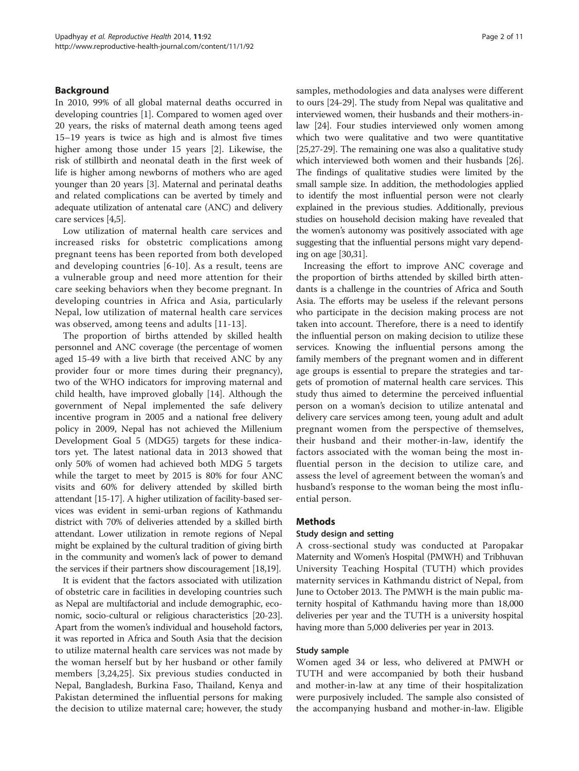## Background

In 2010, 99% of all global maternal deaths occurred in developing countries [1]. Compared to women aged over 20 years, the risks of maternal death among teens aged 15–19 years is twice as high and is almost five times higher among those under 15 years [2]. Likewise, the risk of stillbirth and neonatal death in the first week of life is higher among newborns of mothers who are aged younger than 20 years [3]. Maternal and perinatal deaths and related complications can be averted by timely and adequate utilization of antenatal care (ANC) and delivery care services [4,5].

Low utilization of maternal health care services and increased risks for obstetric complications among pregnant teens has been reported from both developed and developing countries [6-10]. As a result, teens are a vulnerable group and need more attention for their care seeking behaviors when they become pregnant. In developing countries in Africa and Asia, particularly Nepal, low utilization of maternal health care services was observed, among teens and adults [11-13].

The proportion of births attended by skilled health personnel and ANC coverage (the percentage of women aged 15-49 with a live birth that received ANC by any provider four or more times during their pregnancy), two of the WHO indicators for improving maternal and child health, have improved globally [14]. Although the government of Nepal implemented the safe delivery incentive program in 2005 and a national free delivery policy in 2009, Nepal has not achieved the Millenium Development Goal 5 (MDG5) targets for these indicators yet. The latest national data in 2013 showed that only 50% of women had achieved both MDG 5 targets while the target to meet by 2015 is 80% for four ANC visits and 60% for delivery attended by skilled birth attendant [15-17]. A higher utilization of facility-based services was evident in semi-urban regions of Kathmandu district with 70% of deliveries attended by a skilled birth attendant. Lower utilization in remote regions of Nepal might be explained by the cultural tradition of giving birth in the community and women's lack of power to demand the services if their partners show discouragement [18,19].

It is evident that the factors associated with utilization of obstetric care in facilities in developing countries such as Nepal are multifactorial and include demographic, economic, socio-cultural or religious characteristics [20-23]. Apart from the women's individual and household factors, it was reported in Africa and South Asia that the decision to utilize maternal health care services was not made by the woman herself but by her husband or other family members [3,24,25]. Six previous studies conducted in Nepal, Bangladesh, Burkina Faso, Thailand, Kenya and Pakistan determined the influential persons for making the decision to utilize maternal care; however, the study samples, methodologies and data analyses were different to ours [24-29]. The study from Nepal was qualitative and interviewed women, their husbands and their mothers-in-law [24]. Four studies interviewed only women among which two were qualitative and two were quantitative [25,27-29]. The remaining one was also a qualitative study which interviewed both women and their husbands [26]. The findings of qualitative studies were limited by the small sample size. In addition, the methodologies applied to identify the most influential person were not clearly explained in the previous studies. Additionally, previous studies on household decision making have revealed that the women's autonomy was positively associated with age suggesting that the influential persons might vary depending on age [30,31].

Increasing the effort to improve ANC coverage and the proportion of births attended by skilled birth attendants is a challenge in the countries of Africa and South Asia. The efforts may be useless if the relevant persons who participate in the decision making process are not taken into account. Therefore, there is a need to identify the influential person on making decision to utilize these services. Knowing the influential persons among the family members of the pregnant women and in different age groups is essential to prepare the strategies and targets of promotion of maternal health care services. This study thus aimed to determine the perceived influential person on a woman's decision to utilize antenatal and delivery care services among teen, young adult and adult pregnant women from the perspective of themselves, their husband and their mother-in-law, identify the factors associated with the woman being the most influential person in the decision to utilize care, and assess the level of agreement between the woman's and husband's response to the woman being the most influential person.

## Methods

### Study design and setting

A cross-sectional study was conducted at Paropakar Maternity and Women's Hospital (PMWH) and Tribhuvan University Teaching Hospital (TUTH) which provides maternity services in Kathmandu district of Nepal, from June to October 2013. The PMWH is the main public maternity hospital of Kathmandu having more than 18,000 deliveries per year and the TUTH is a university hospital having more than 5,000 deliveries per year in 2013.

### Study sample

Women aged 34 or less, who delivered at PMWH or TUTH and were accompanied by both their husband and mother-in-law at any time of their hospitalization were purposively included. The sample also consisted of the accompanying husband and mother-in-law. Eligible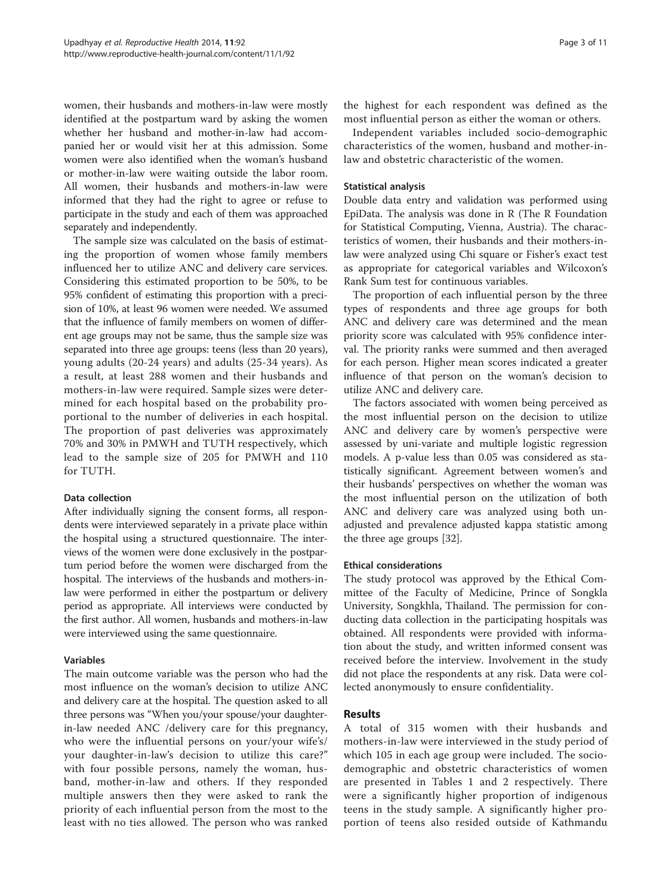women, their husbands and mothers-in-law were mostly identified at the postpartum ward by asking the women whether her husband and mother-in-law had accompanied her or would visit her at this admission. Some women were also identified when the woman's husband or mother-in-law were waiting outside the labor room. All women, their husbands and mothers-in-law were informed that they had the right to agree or refuse to participate in the study and each of them was approached separately and independently.

The sample size was calculated on the basis of estimating the proportion of women whose family members influenced her to utilize ANC and delivery care services. Considering this estimated proportion to be 50%, to be 95% confident of estimating this proportion with a precision of 10%, at least 96 women were needed. We assumed that the influence of family members on women of different age groups may not be same, thus the sample size was separated into three age groups: teens (less than 20 years), young adults (20-24 years) and adults (25-34 years). As a result, at least 288 women and their husbands and mothers-in-law were required. Sample sizes were determined for each hospital based on the probability proportional to the number of deliveries in each hospital. The proportion of past deliveries was approximately 70% and 30% in PMWH and TUTH respectively, which lead to the sample size of 205 for PMWH and 110 for TUTH.

#### Data collection

After individually signing the consent forms, all respondents were interviewed separately in a private place within the hospital using a structured questionnaire. The interviews of the women were done exclusively in the postpartum period before the women were discharged from the hospital. The interviews of the husbands and mothers-in-law were performed in either the postpartum or delivery period as appropriate. All interviews were conducted by the first author. All women, husbands and mothers-in-law were interviewed using the same questionnaire.

#### Variables

The main outcome variable was the person who had the most influence on the woman's decision to utilize ANC and delivery care at the hospital. The question asked to all three persons was "When you/your spouse/your daughter-in-law needed ANC /delivery care for this pregnancy, who were the influential persons on your/your wife's/ your daughter-in-law's decision to utilize this care?" with four possible persons, namely the woman, husband, mother-in-law and others. If they responded multiple answers then they were asked to rank the priority of each influential person from the most to the least with no ties allowed. The person who was ranked the highest for each respondent was defined as the most influential person as either the woman or others.

Independent variables included socio-demographic characteristics of the women, husband and mother-in-law and obstetric characteristic of the women.

#### Statistical analysis

Double data entry and validation was performed using EpiData. The analysis was done in R (The R Foundation for Statistical Computing, Vienna, Austria). The characteristics of women, their husbands and their mothers-in-law were analyzed using Chi square or Fisher's exact test as appropriate for categorical variables and Wilcoxon's Rank Sum test for continuous variables.

The proportion of each influential person by the three types of respondents and three age groups for both ANC and delivery care was determined and the mean priority score was calculated with 95% confidence interval. The priority ranks were summed and then averaged for each person. Higher mean scores indicated a greater influence of that person on the woman's decision to utilize ANC and delivery care.

The factors associated with women being perceived as the most influential person on the decision to utilize ANC and delivery care by women's perspective were assessed by uni-variate and multiple logistic regression models. A p-value less than 0.05 was considered as statistically significant. Agreement between women's and their husbands' perspectives on whether the woman was the most influential person on the utilization of both ANC and delivery care was analyzed using both unadjusted and prevalence adjusted kappa statistic among the three age groups [32].

#### Ethical considerations

The study protocol was approved by the Ethical Committee of the Faculty of Medicine, Prince of Songkla University, Songkhla, Thailand. The permission for conducting data collection in the participating hospitals was obtained. All respondents were provided with information about the study, and written informed consent was received before the interview. Involvement in the study did not place the respondents at any risk. Data were collected anonymously to ensure confidentiality.

## Results

A total of 315 women with their husbands and mothers-in-law were interviewed in the study period of which 105 in each age group were included. The socio-demographic and obstetric characteristics of women are presented in Tables 1 and 2 respectively. There were a significantly higher proportion of indigenous teens in the study sample. A significantly higher proportion of teens also resided outside of Kathmandu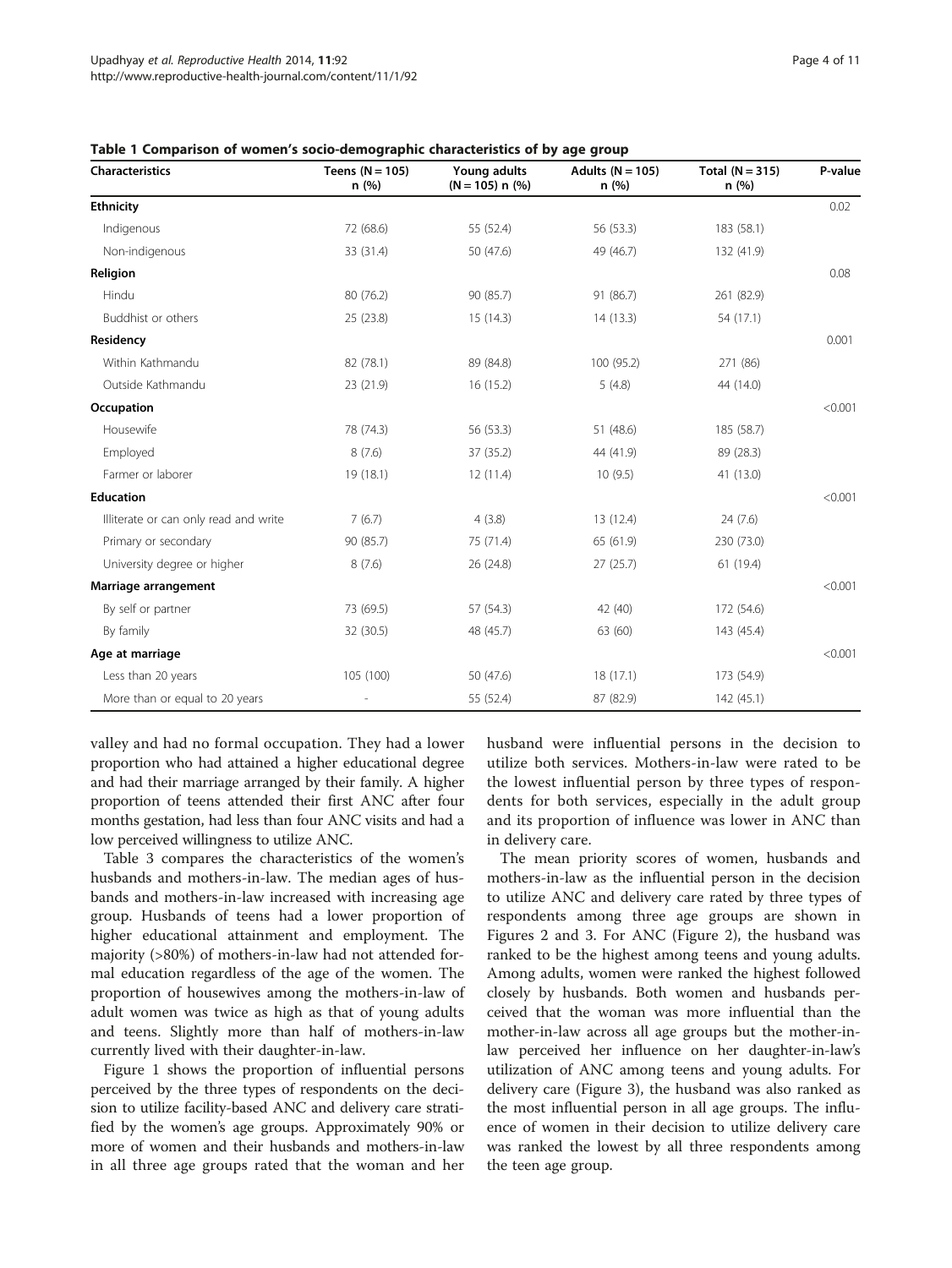**Table 1 Comparison of women's socio-demographic characteristics of by age group**

| Characteristics | Teens (N = 105) n (%) | Young adults (N = 105) n (%) | Adults (N = 105) n (%) | Total (N = 315) n (%) | P-value |
|---|---|---|---|---|---|
| **Ethnicity** | | | | | 0.02 |
| Indigenous | 72 (68.6) | 55 (52.4) | 56 (53.3) | 183 (58.1) | |
| Non-indigenous | 33 (31.4) | 50 (47.6) | 49 (46.7) | 132 (41.9) | |
| **Religion** | | | | | 0.08 |
| Hindu | 80 (76.2) | 90 (85.7) | 91 (86.7) | 261 (82.9) | |
| Buddhist or others | 25 (23.8) | 15 (14.3) | 14 (13.3) | 54 (17.1) | |
| **Residency** | | | | | 0.001 |
| Within Kathmandu | 82 (78.1) | 89 (84.8) | 100 (95.2) | 271 (86) | |
| Outside Kathmandu | 23 (21.9) | 16 (15.2) | 5 (4.8) | 44 (14.0) | |
| **Occupation** | | | | | <0.001 |
| Housewife | 78 (74.3) | 56 (53.3) | 51 (48.6) | 185 (58.7) | |
| Employed | 8 (7.6) | 37 (35.2) | 44 (41.9) | 89 (28.3) | |
| Farmer or laborer | 19 (18.1) | 12 (11.4) | 10 (9.5) | 41 (13.0) | |
| **Education** | | | | | <0.001 |
| Illiterate or can only read and write | 7 (6.7) | 4 (3.8) | 13 (12.4) | 24 (7.6) | |
| Primary or secondary | 90 (85.7) | 75 (71.4) | 65 (61.9) | 230 (73.0) | |
| University degree or higher | 8 (7.6) | 26 (24.8) | 27 (25.7) | 61 (19.4) | |
| **Marriage arrangement** | | | | | <0.001 |
| By self or partner | 73 (69.5) | 57 (54.3) | 42 (40) | 172 (54.6) | |
| By family | 32 (30.5) | 48 (45.7) | 63 (60) | 143 (45.4) | |
| **Age at marriage** | | | | | <0.001 |
| Less than 20 years | 105 (100) | 50 (47.6) | 18 (17.1) | 173 (54.9) | |
| More than or equal to 20 years | - | 55 (52.4) | 87 (82.9) | 142 (45.1) | |

valley and had no formal occupation. They had a lower proportion who had attained a higher educational degree and had their marriage arranged by their family. A higher proportion of teens attended their first ANC after four months gestation, had less than four ANC visits and had a low perceived willingness to utilize ANC.

Table 3 compares the characteristics of the women's husbands and mothers-in-law. The median ages of husbands and mothers-in-law increased with increasing age group. Husbands of teens had a lower proportion of higher educational attainment and employment. The majority (>80%) of mothers-in-law had not attended formal education regardless of the age of the women. The proportion of housewives among the mothers-in-law of adult women was twice as high as that of young adults and teens. Slightly more than half of mothers-in-law currently lived with their daughter-in-law.

Figure 1 shows the proportion of influential persons perceived by the three types of respondents on the decision to utilize facility-based ANC and delivery care stratified by the women's age groups. Approximately 90% or more of women and their husbands and mothers-in-law in all three age groups rated that the woman and her husband were influential persons in the decision to utilize both services. Mothers-in-law were rated to be the lowest influential person by three types of respondents for both services, especially in the adult group and its proportion of influence was lower in ANC than in delivery care.

The mean priority scores of women, husbands and mothers-in-law as the influential person in the decision to utilize ANC and delivery care rated by three types of respondents among three age groups are shown in Figures 2 and 3. For ANC (Figure 2), the husband was ranked to be the highest among teens and young adults. Among adults, women were ranked the highest followed closely by husbands. Both women and husbands perceived that the woman was more influential than the mother-in-law across all age groups but the mother-in-law perceived her influence on her daughter-in-law's utilization of ANC among teens and young adults. For delivery care (Figure 3), the husband was also ranked as the most influential person in all age groups. The influence of women in their decision to utilize delivery care was ranked the lowest by all three respondents among the teen age group.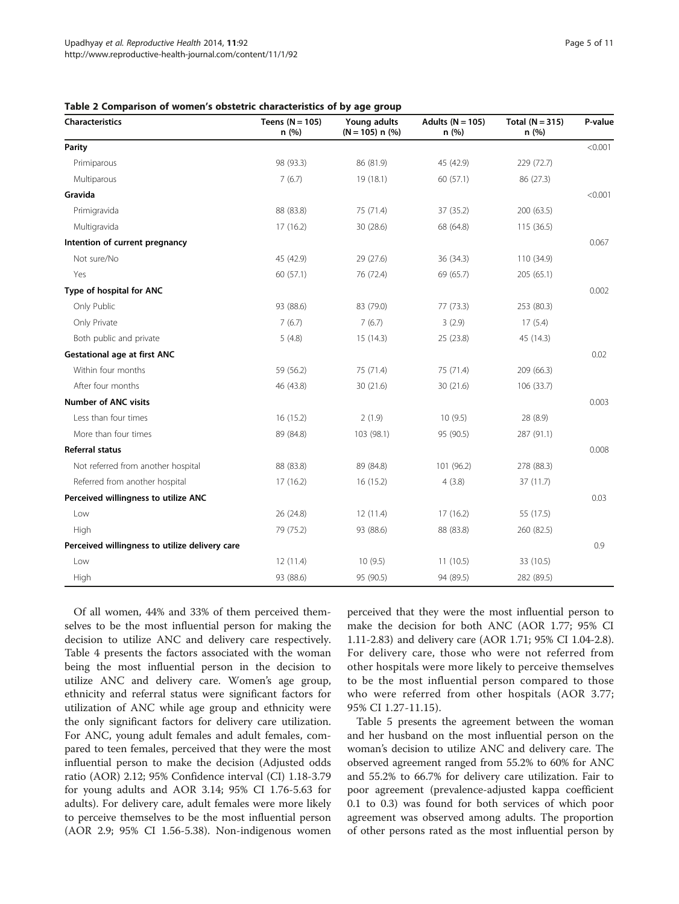**Table 2 Comparison of women's obstetric characteristics of by age group**

| Characteristics | Teens (N = 105) n (%) | Young adults (N = 105) n (%) | Adults (N = 105) n (%) | Total (N = 315) n (%) | P-value |
|---|---|---|---|---|---|
| **Parity** | | | | | <0.001 |
| Primiparous | 98 (93.3) | 86 (81.9) | 45 (42.9) | 229 (72.7) | |
| Multiparous | 7 (6.7) | 19 (18.1) | 60 (57.1) | 86 (27.3) | |
| **Gravida** | | | | | <0.001 |
| Primigravida | 88 (83.8) | 75 (71.4) | 37 (35.2) | 200 (63.5) | |
| Multigravida | 17 (16.2) | 30 (28.6) | 68 (64.8) | 115 (36.5) | |
| **Intention of current pregnancy** | | | | | 0.067 |
| Not sure/No | 45 (42.9) | 29 (27.6) | 36 (34.3) | 110 (34.9) | |
| Yes | 60 (57.1) | 76 (72.4) | 69 (65.7) | 205 (65.1) | |
| **Type of hospital for ANC** | | | | | 0.002 |
| Only Public | 93 (88.6) | 83 (79.0) | 77 (73.3) | 253 (80.3) | |
| Only Private | 7 (6.7) | 7 (6.7) | 3 (2.9) | 17 (5.4) | |
| Both public and private | 5 (4.8) | 15 (14.3) | 25 (23.8) | 45 (14.3) | |
| **Gestational age at first ANC** | | | | | 0.02 |
| Within four months | 59 (56.2) | 75 (71.4) | 75 (71.4) | 209 (66.3) | |
| After four months | 46 (43.8) | 30 (21.6) | 30 (21.6) | 106 (33.7) | |
| **Number of ANC visits** | | | | | 0.003 |
| Less than four times | 16 (15.2) | 2 (1.9) | 10 (9.5) | 28 (8.9) | |
| More than four times | 89 (84.8) | 103 (98.1) | 95 (90.5) | 287 (91.1) | |
| **Referral status** | | | | | 0.008 |
| Not referred from another hospital | 88 (83.8) | 89 (84.8) | 101 (96.2) | 278 (88.3) | |
| Referred from another hospital | 17 (16.2) | 16 (15.2) | 4 (3.8) | 37 (11.7) | |
| **Perceived willingness to utilize ANC** | | | | | 0.03 |
| Low | 26 (24.8) | 12 (11.4) | 17 (16.2) | 55 (17.5) | |
| High | 79 (75.2) | 93 (88.6) | 88 (83.8) | 260 (82.5) | |
| **Perceived willingness to utilize delivery care** | | | | | 0.9 |
| Low | 12 (11.4) | 10 (9.5) | 11 (10.5) | 33 (10.5) | |
| High | 93 (88.6) | 95 (90.5) | 94 (89.5) | 282 (89.5) | |

Of all women, 44% and 33% of them perceived themselves to be the most influential person for making the decision to utilize ANC and delivery care respectively. Table 4 presents the factors associated with the woman being the most influential person in the decision to utilize ANC and delivery care. Women's age group, ethnicity and referral status were significant factors for utilization of ANC while age group and ethnicity were the only significant factors for delivery care utilization. For ANC, young adult females and adult females, compared to teen females, perceived that they were the most influential person to make the decision (Adjusted odds ratio (AOR) 2.12; 95% Confidence interval (CI) 1.18-3.79 for young adults and AOR 3.14; 95% CI 1.76-5.63 for adults). For delivery care, adult females were more likely to perceive themselves to be the most influential person (AOR 2.9; 95% CI 1.56-5.38). Non-indigenous women perceived that they were the most influential person to make the decision for both ANC (AOR 1.77; 95% CI 1.11-2.83) and delivery care (AOR 1.71; 95% CI 1.04-2.8). For delivery care, those who were not referred from other hospitals were more likely to perceive themselves to be the most influential person compared to those who were referred from other hospitals (AOR 3.77; 95% CI 1.27-11.15).

Table 5 presents the agreement between the woman and her husband on the most influential person on the woman's decision to utilize ANC and delivery care. The observed agreement ranged from 55.2% to 60% for ANC and 55.2% to 66.7% for delivery care utilization. Fair to poor agreement (prevalence-adjusted kappa coefficient 0.1 to 0.3) was found for both services of which poor agreement was observed among adults. The proportion of other persons rated as the most influential person by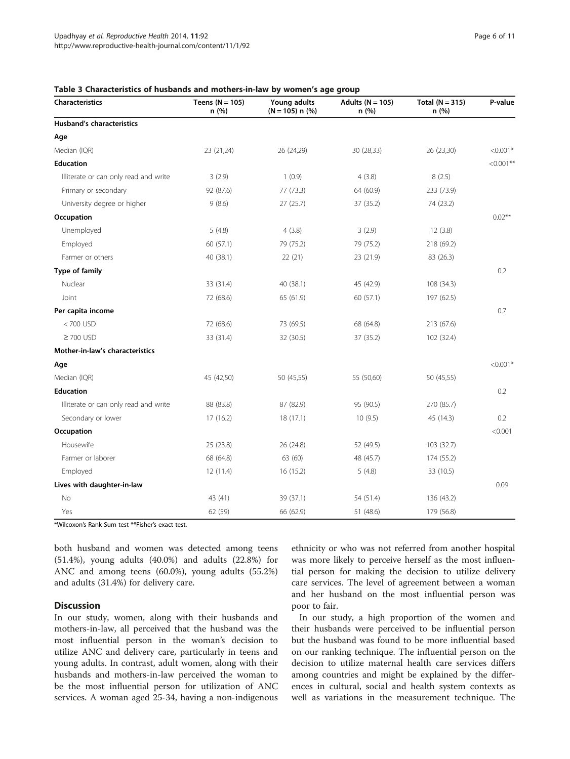**Table 3 Characteristics of husbands and mothers-in-law by women's age group**

| Characteristics | Teens (N = 105) n (%) | Young adults (N = 105) n (%) | Adults (N = 105) n (%) | Total (N = 315) n (%) | P-value |
|---|---|---|---|---|---|
| **Husband's characteristics** | | | | | |
| **Age** | | | | | |
| Median (IQR) | 23 (21,24) | 26 (24,29) | 30 (28,33) | 26 (23,30) | <0.001* |
| **Education** | | | | | <0.001** |
| Illiterate or can only read and write | 3 (2.9) | 1 (0.9) | 4 (3.8) | 8 (2.5) | |
| Primary or secondary | 92 (87.6) | 77 (73.3) | 64 (60.9) | 233 (73.9) | |
| University degree or higher | 9 (8.6) | 27 (25.7) | 37 (35.2) | 74 (23.2) | |
| **Occupation** | | | | | 0.02** |
| Unemployed | 5 (4.8) | 4 (3.8) | 3 (2.9) | 12 (3.8) | |
| Employed | 60 (57.1) | 79 (75.2) | 79 (75.2) | 218 (69.2) | |
| Farmer or others | 40 (38.1) | 22 (21) | 23 (21.9) | 83 (26.3) | |
| **Type of family** | | | | | 0.2 |
| Nuclear | 33 (31.4) | 40 (38.1) | 45 (42.9) | 108 (34.3) | |
| Joint | 72 (68.6) | 65 (61.9) | 60 (57.1) | 197 (62.5) | |
| **Per capita income** | | | | | 0.7 |
| < 700 USD | 72 (68.6) | 73 (69.5) | 68 (64.8) | 213 (67.6) | |
| ≥ 700 USD | 33 (31.4) | 32 (30.5) | 37 (35.2) | 102 (32.4) | |
| **Mother-in-law's characteristics** | | | | | |
| **Age** | | | | | <0.001* |
| Median (IQR) | 45 (42,50) | 50 (45,55) | 55 (50,60) | 50 (45,55) | |
| **Education** | | | | | 0.2 |
| Illiterate or can only read and write | 88 (83.8) | 87 (82.9) | 95 (90.5) | 270 (85.7) | |
| Secondary or lower | 17 (16.2) | 18 (17.1) | 10 (9.5) | 45 (14.3) | 0.2 |
| **Occupation** | | | | | <0.001 |
| Housewife | 25 (23.8) | 26 (24.8) | 52 (49.5) | 103 (32.7) | |
| Farmer or laborer | 68 (64.8) | 63 (60) | 48 (45.7) | 174 (55.2) | |
| Employed | 12 (11.4) | 16 (15.2) | 5 (4.8) | 33 (10.5) | |
| **Lives with daughter-in-law** | | | | | 0.09 |
| No | 43 (41) | 39 (37.1) | 54 (51.4) | 136 (43.2) | |
| Yes | 62 (59) | 66 (62.9) | 51 (48.6) | 179 (56.8) | |

*Wilcoxon's Rank Sum test **Fisher's exact test.

both husband and women was detected among teens (51.4%), young adults (40.0%) and adults (22.8%) for ANC and among teens (60.0%), young adults (55.2%) and adults (31.4%) for delivery care.

## Discussion

In our study, women, along with their husbands and mothers-in-law, all perceived that the husband was the most influential person in the woman's decision to utilize ANC and delivery care, particularly in teens and young adults. In contrast, adult women, along with their husbands and mothers-in-law perceived the woman to be the most influential person for utilization of ANC services. A woman aged 25-34, having a non-indigenous ethnicity or who was not referred from another hospital was more likely to perceive herself as the most influential person for making the decision to utilize delivery care services. The level of agreement between a woman and her husband on the most influential person was poor to fair.

In our study, a high proportion of the women and their husbands were perceived to be influential person but the husband was found to be more influential based on our ranking technique. The influential person on the decision to utilize maternal health care services differs among countries and might be explained by the differences in cultural, social and health system contexts as well as variations in the measurement technique. The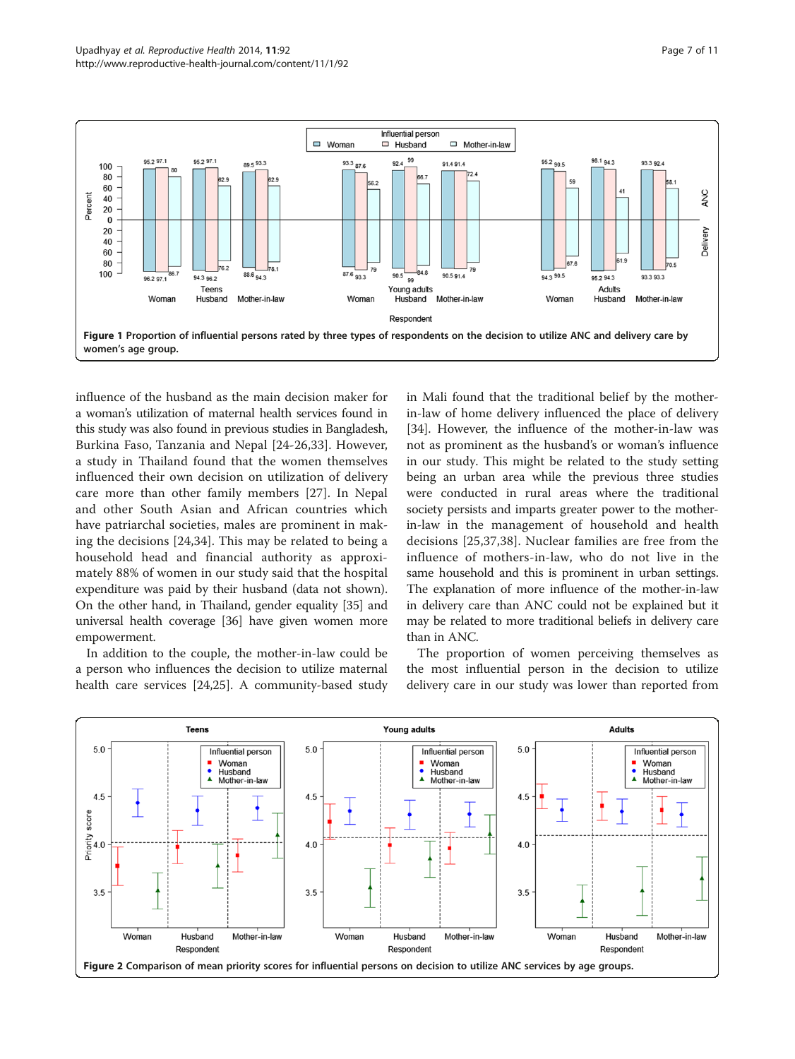Figure 1 Proportion of influential persons rated by three types of respondents on the decision to utilize ANC and delivery care by women's age group.

influence of the husband as the main decision maker for a woman's utilization of maternal health services found in this study was also found in previous studies in Bangladesh, Burkina Faso, Tanzania and Nepal [24-26,33]. However, a study in Thailand found that the women themselves influenced their own decision on utilization of delivery care more than other family members [27]. In Nepal and other South Asian and African countries which have patriarchal societies, males are prominent in making the decisions [24,34]. This may be related to being a household head and financial authority as approximately 88% of women in our study said that the hospital expenditure was paid by their husband (data not shown). On the other hand, in Thailand, gender equality [35] and universal health coverage [36] have given women more empowerment.

In addition to the couple, the mother-in-law could be a person who influences the decision to utilize maternal health care services [24,25]. A community-based study in Mali found that the traditional belief by the mother-in-law of home delivery influenced the place of delivery [34]. However, the influence of the mother-in-law was not as prominent as the husband's or woman's influence in our study. This might be related to the study setting being an urban area while the previous three studies were conducted in rural areas where the traditional society persists and imparts greater power to the mother-in-law in the management of household and health decisions [25,37,38]. Nuclear families are free from the influence of mothers-in-law, who do not live in the same household and this is prominent in urban settings. The explanation of more influence of the mother-in-law in delivery care than ANC could not be explained but it may be related to more traditional beliefs in delivery care than in ANC.

The proportion of women perceiving themselves as the most influential person in the decision to utilize delivery care in our study was lower than reported from

Figure 2 Comparison of mean priority scores for influential persons on decision to utilize ANC services by age groups.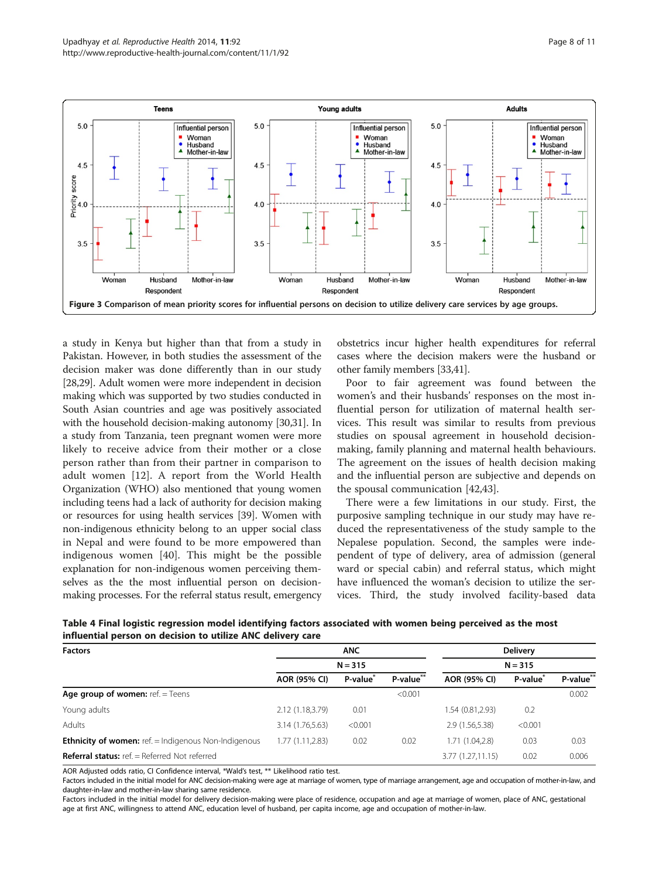Figure 3 Comparison of mean priority scores for influential persons on decision to utilize delivery care services by age groups.

a study in Kenya but higher than that from a study in Pakistan. However, in both studies the assessment of the decision maker was done differently than in our study [28,29]. Adult women were more independent in decision making which was supported by two studies conducted in South Asian countries and age was positively associated with the household decision-making autonomy [30,31]. In a study from Tanzania, teen pregnant women were more likely to receive advice from their mother or a close person rather than from their partner in comparison to adult women [12]. A report from the World Health Organization (WHO) also mentioned that young women including teens had a lack of authority for decision making or resources for using health services [39]. Women with non-indigenous ethnicity belong to an upper social class in Nepal and were found to be more empowered than indigenous women [40]. This might be the possible explanation for non-indigenous women perceiving themselves as the the most influential person on decision-making processes. For the referral status result, emergency obstetrics incur higher health expenditures for referral cases where the decision makers were the husband or other family members [33,41].

Poor to fair agreement was found between the women's and their husbands' responses on the most influential person for utilization of maternal health services. This result was similar to results from previous studies on spousal agreement in household decision-making, family planning and maternal health behaviours. The agreement on the issues of health decision making and the influential person are subjective and depends on the spousal communication [42,43].

There were a few limitations in our study. First, the purposive sampling technique in our study may have reduced the representativeness of the study sample to the Nepalese population. Second, the samples were independent of type of delivery, area of admission (general ward or special cabin) and referral status, which might have influenced the woman's decision to utilize the services. Third, the study involved facility-based data

**Table 4 Final logistic regression model identifying factors associated with women being perceived as the most influential person on decision to utilize ANC delivery care**

| Factors | ANC | | | Delivery | | |
|---|---|---|---|---|---|---|
| | N = 315 | | | N = 315 | | |
| | AOR (95% CI) | P-value* | P-value** | AOR (95% CI) | P-value* | P-value** |
| **Age group of women:** ref. = Teens | | | <0.001 | | | 0.002 |
| Young adults | 2.12 (1.18,3.79) | 0.01 | | 1.54 (0.81,2.93) | 0.2 | |
| Adults | 3.14 (1.76,5.63) | <0.001 | | 2.9 (1.56,5.38) | <0.001 | |
| **Ethnicity of women:** ref. = Indigenous Non-Indigenous | 1.77 (1.11,2.83) | 0.02 | 0.02 | 1.71 (1.04,2.8) | 0.03 | 0.03 |
| **Referral status:** ref. = Referred Not referred | | | | 3.77 (1.27,11.15) | 0.02 | 0.006 |

AOR Adjusted odds ratio, CI Confidence interval, *Wald's test, ** Likelihood ratio test.

Factors included in the initial model for ANC decision-making were age at marriage of women, type of marriage arrangement, age and occupation of mother-in-law, and daughter-in-law and mother-in-law sharing same residence.

Factors included in the initial model for delivery decision-making were place of residence, occupation and age at marriage of women, place of ANC, gestational age at first ANC, willingness to attend ANC, education level of husband, per capita income, age and occupation of mother-in-law.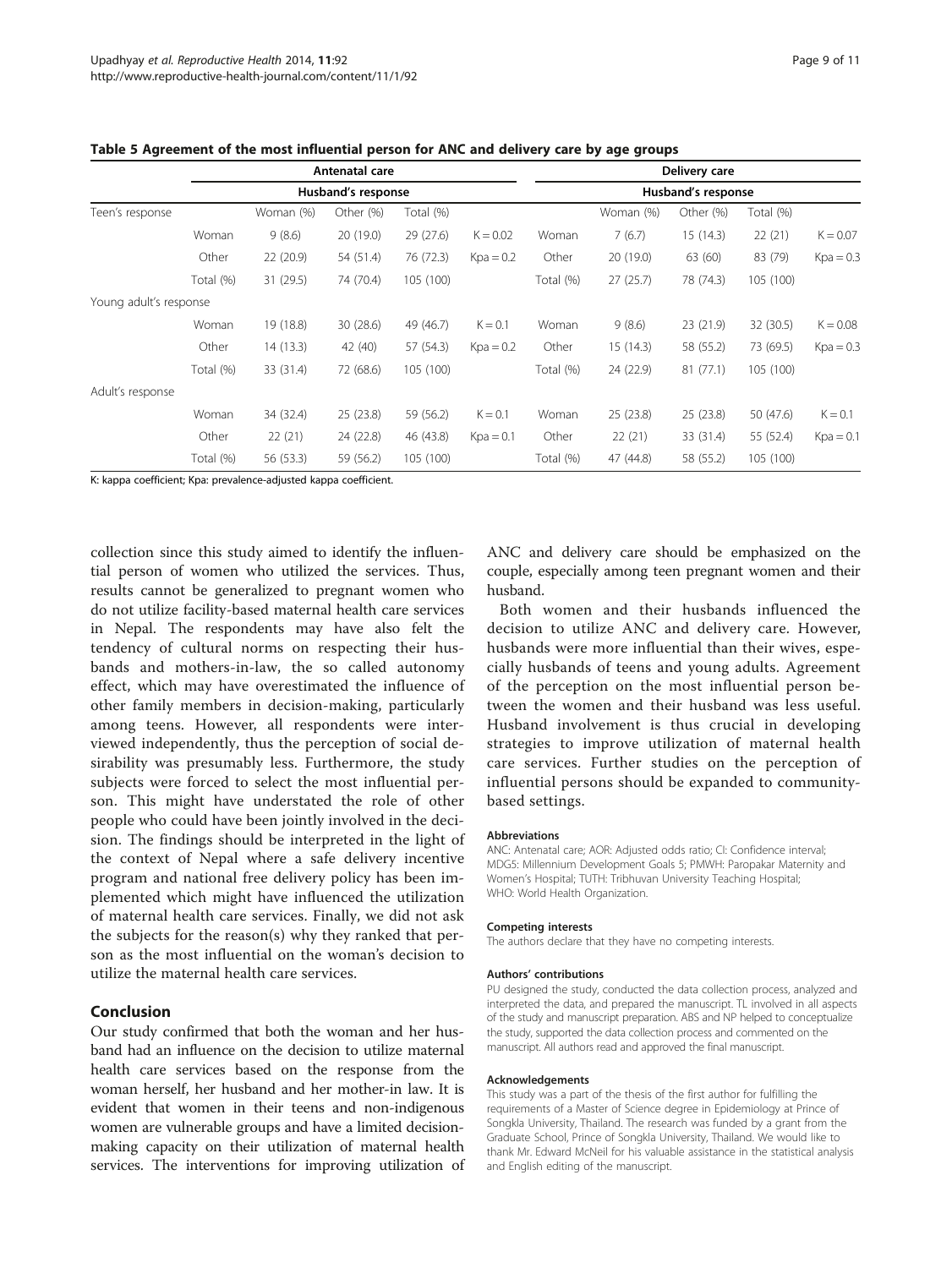**Table 5 Agreement of the most influential person for ANC and delivery care by age groups**

| | | Antenatal care | | | | Delivery care | | | | |
|---|---|---|---|---|---|---|---|---|---|---|
| | | Husband's response | | | | Husband's response | | | | |
| Teen's response | | Woman (%) | Other (%) | Total (%) | | | Woman (%) | Other (%) | Total (%) | |
| | Woman | 9 (8.6) | 20 (19.0) | 29 (27.6) | K = 0.02 | Woman | 7 (6.7) | 15 (14.3) | 22 (21) | K = 0.07 |
| | Other | 22 (20.9) | 54 (51.4) | 76 (72.3) | Kpa = 0.2 | Other | 20 (19.0) | 63 (60) | 83 (79) | Kpa = 0.3 |
| | Total (%) | 31 (29.5) | 74 (70.4) | 105 (100) | | Total (%) | 27 (25.7) | 78 (74.3) | 105 (100) | |
| Young adult's response | | | | | | | | | | |
| | Woman | 19 (18.8) | 30 (28.6) | 49 (46.7) | K = 0.1 | Woman | 9 (8.6) | 23 (21.9) | 32 (30.5) | K = 0.08 |
| | Other | 14 (13.3) | 42 (40) | 57 (54.3) | Kpa = 0.2 | Other | 15 (14.3) | 58 (55.2) | 73 (69.5) | Kpa = 0.3 |
| | Total (%) | 33 (31.4) | 72 (68.6) | 105 (100) | | Total (%) | 24 (22.9) | 81 (77.1) | 105 (100) | |
| Adult's response | | | | | | | | | | |
| | Woman | 34 (32.4) | 25 (23.8) | 59 (56.2) | K = 0.1 | Woman | 25 (23.8) | 25 (23.8) | 50 (47.6) | K = 0.1 |
| | Other | 22 (21) | 24 (22.8) | 46 (43.8) | Kpa = 0.1 | Other | 22 (21) | 33 (31.4) | 55 (52.4) | Kpa = 0.1 |
| | Total (%) | 56 (53.3) | 59 (56.2) | 105 (100) | | Total (%) | 47 (44.8) | 58 (55.2) | 105 (100) | |

K: kappa coefficient; Kpa: prevalence-adjusted kappa coefficient.

collection since this study aimed to identify the influential person of women who utilized the services. Thus, results cannot be generalized to pregnant women who do not utilize facility-based maternal health care services in Nepal. The respondents may have also felt the tendency of cultural norms on respecting their husbands and mothers-in-law, the so called autonomy effect, which may have overestimated the influence of other family members in decision-making, particularly among teens. However, all respondents were interviewed independently, thus the perception of social desirability was presumably less. Furthermore, the study subjects were forced to select the most influential person. This might have understated the role of other people who could have been jointly involved in the decision. The findings should be interpreted in the light of the context of Nepal where a safe delivery incentive program and national free delivery policy has been implemented which might have influenced the utilization of maternal health care services. Finally, we did not ask the subjects for the reason(s) why they ranked that person as the most influential on the woman's decision to utilize the maternal health care services.

## Conclusion

Our study confirmed that both the woman and her husband had an influence on the decision to utilize maternal health care services based on the response from the woman herself, her husband and her mother-in law. It is evident that women in their teens and non-indigenous women are vulnerable groups and have a limited decision-making capacity on their utilization of maternal health services. The interventions for improving utilization of ANC and delivery care should be emphasized on the couple, especially among teen pregnant women and their husband.

Both women and their husbands influenced the decision to utilize ANC and delivery care. However, husbands were more influential than their wives, especially husbands of teens and young adults. Agreement of the perception on the most influential person between the women and their husband was less useful. Husband involvement is thus crucial in developing strategies to improve utilization of maternal health care services. Further studies on the perception of influential persons should be expanded to community-based settings.

#### Abbreviations

ANC: Antenatal care; AOR: Adjusted odds ratio; CI: Confidence interval; MDG5: Millennium Development Goals 5; PMWH: Paropakar Maternity and Women's Hospital; TUTH: Tribhuvan University Teaching Hospital; WHO: World Health Organization.

#### Competing interests

The authors declare that they have no competing interests.

#### Authors' contributions

PU designed the study, conducted the data collection process, analyzed and interpreted the data, and prepared the manuscript. TL involved in all aspects of the study and manuscript preparation. ABS and NP helped to conceptualize the study, supported the data collection process and commented on the manuscript. All authors read and approved the final manuscript.

#### Acknowledgements

This study was a part of the thesis of the first author for fulfilling the requirements of a Master of Science degree in Epidemiology at Prince of Songkla University, Thailand. The research was funded by a grant from the Graduate School, Prince of Songkla University, Thailand. We would like to thank Mr. Edward McNeil for his valuable assistance in the statistical analysis and English editing of the manuscript.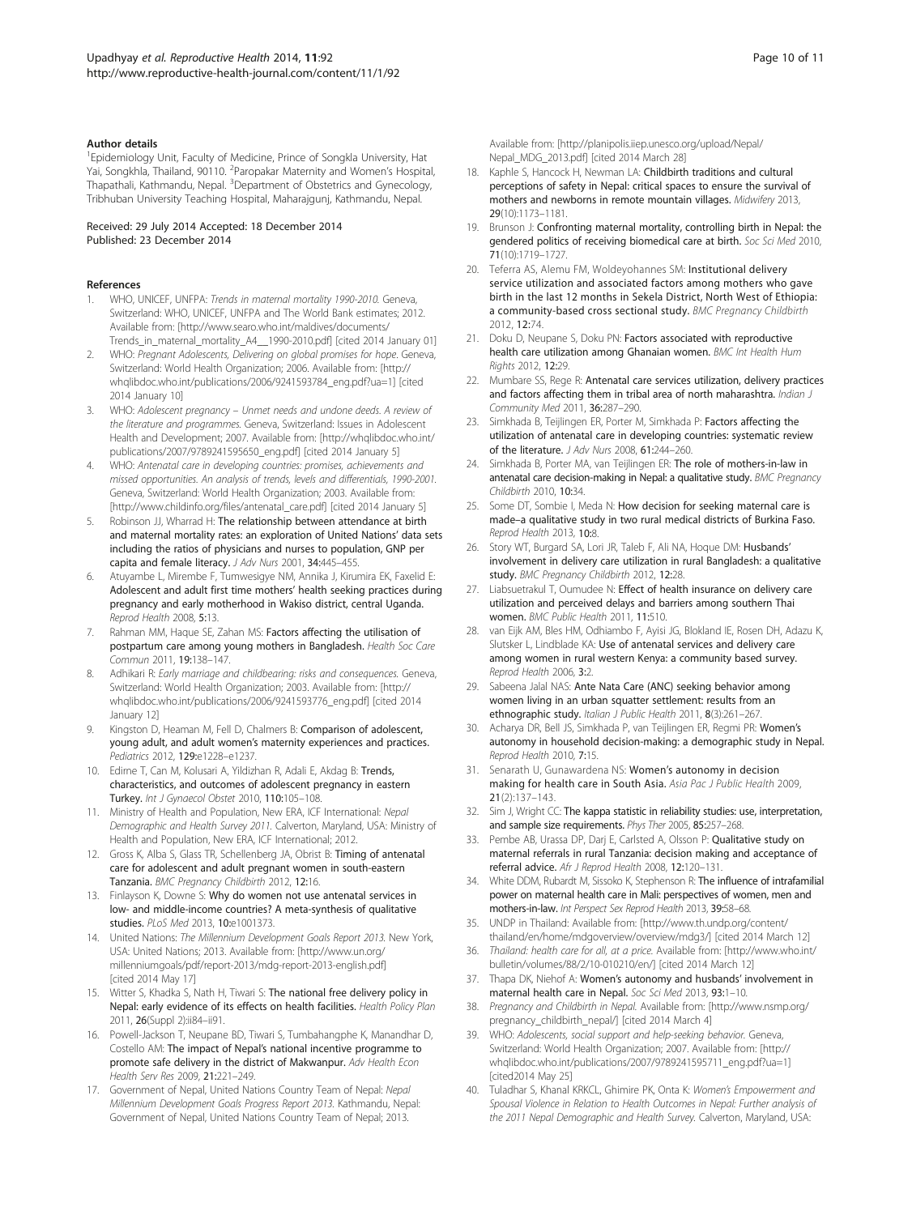### Author details

[1]Epidemiology Unit, Faculty of Medicine, Prince of Songkla University, Hat Yai, Songkhla, Thailand, 90110. [2]Paropakar Maternity and Women's Hospital, Thapathali, Kathmandu, Nepal. [3]Department of Obstetrics and Gynecology, Tribhuban University Teaching Hospital, Maharajgunj, Kathmandu, Nepal.

Received: 29 July 2014 Accepted: 18 December 2014
Published: 23 December 2014

### References

1. WHO, UNICEF, UNFPA: *Trends in maternal mortality 1990-2010.* Geneva, Switzerland: WHO, UNICEF, UNFPA and The World Bank estimates; 2012. Available from: [http://www.searo.who.int/maldives/documents/Trends_in_maternal_mortality_A4__1990-2010.pdf] [cited 2014 January 01]
2. WHO: *Pregnant Adolescents, Delivering on global promises for hope.* Geneva, Switzerland: World Health Organization; 2006. Available from: [http://whqlibdoc.who.int/publications/2006/9241593784_eng.pdf?ua=1] [cited 2014 January 10]
3. WHO: *Adolescent pregnancy – Unmet needs and undone deeds. A review of the literature and programmes.* Geneva, Switzerland: Issues in Adolescent Health and Development; 2007. Available from: [http://whqlibdoc.who.int/publications/2007/9789241595650_eng.pdf] [cited 2014 January 5]
4. WHO: *Antenatal care in developing countries: promises, achievements and missed opportunities. An analysis of trends, levels and differentials, 1990-2001.* Geneva, Switzerland: World Health Organization; 2003. Available from: [http://www.childinfo.org/files/antenatal_care.pdf] [cited 2014 January 5]
5. Robinson JJ, Wharrad H: **The relationship between attendance at birth and maternal mortality rates: an exploration of United Nations' data sets including the ratios of physicians and nurses to population, GNP per capita and female literacy.** *J Adv Nurs* 2001, **34:**445–455.
6. Atuyambe L, Mirembe F, Tumwesigye NM, Annika J, Kirumira EK, Faxelid E: **Adolescent and adult first time mothers' health seeking practices during pregnancy and early motherhood in Wakiso district, central Uganda.** *Reprod Health* 2008, **5:**13.
7. Rahman MM, Haque SE, Zahan MS: **Factors affecting the utilisation of postpartum care among young mothers in Bangladesh.** *Health Soc Care Commun* 2011, **19:**138–147.
8. Adhikari R: *Early marriage and childbearing: risks and consequences.* Geneva, Switzerland: World Health Organization; 2003. Available from: [http://whqlibdoc.who.int/publications/2006/9241593776_eng.pdf] [cited 2014 January 12]
9. Kingston D, Heaman M, Fell D, Chalmers B: **Comparison of adolescent, young adult, and adult women's maternity experiences and practices.** *Pediatrics* 2012, **129:**e1228–e1237.
10. Edirne T, Can M, Kolusari A, Yildizhan R, Adali E, Akdag B: **Trends, characteristics, and outcomes of adolescent pregnancy in eastern Turkey.** *Int J Gynaecol Obstet* 2010, **110:**105–108.
11. Ministry of Health and Population, New ERA, ICF International: *Nepal Demographic and Health Survey 2011.* Calverton, Maryland, USA: Ministry of Health and Population, New ERA, ICF International; 2012.
12. Gross K, Alba S, Glass TR, Schellenberg JA, Obrist B: **Timing of antenatal care for adolescent and adult pregnant women in south-eastern Tanzania.** *BMC Pregnancy Childbirth* 2012, **12:**16.
13. Finlayson K, Downe S: **Why do women not use antenatal services in low- and middle-income countries? A meta-synthesis of qualitative studies.** *PLoS Med* 2013, **10:**e1001373.
14. United Nations: *The Millennium Development Goals Report 2013.* New York, USA: United Nations; 2013. Available from: [http://www.un.org/millenniumgoals/pdf/report-2013/mdg-report-2013-english.pdf] [cited 2014 May 17]
15. Witter S, Khadka S, Nath H, Tiwari S: **The national free delivery policy in Nepal: early evidence of its effects on health facilities.** *Health Policy Plan* 2011, **26**(Suppl 2):ii84–ii91.
16. Powell-Jackson T, Neupane BD, Tiwari S, Tumbahangphe K, Manandhar D, Costello AM: **The impact of Nepal's national incentive programme to promote safe delivery in the district of Makwanpur.** *Adv Health Econ Health Serv Res* 2009, **21:**221–249.
17. Government of Nepal, United Nations Country Team of Nepal: *Nepal Millennium Development Goals Progress Report 2013.* Kathmandu, Nepal: Government of Nepal, United Nations Country Team of Nepal; 2013. Available from: [http://planipolis.iiep.unesco.org/upload/Nepal/Nepal_MDG_2013.pdf] [cited 2014 March 28]
18. Kaphle S, Hancock H, Newman LA: **Childbirth traditions and cultural perceptions of safety in Nepal: critical spaces to ensure the survival of mothers and newborns in remote mountain villages.** *Midwifery* 2013, **29**(10):1173–1181.
19. Brunson J: **Confronting maternal mortality, controlling birth in Nepal: the gendered politics of receiving biomedical care at birth.** *Soc Sci Med* 2010, **71**(10):1719–1727.
20. Teferra AS, Alemu FM, Woldeyohannes SM: **Institutional delivery service utilization and associated factors among mothers who gave birth in the last 12 months in Sekela District, North West of Ethiopia: a community-based cross sectional study.** *BMC Pregnancy Childbirth* 2012, **12:**74.
21. Doku D, Neupane S, Doku PN: **Factors associated with reproductive health care utilization among Ghanaian women.** *BMC Int Health Hum Rights* 2012, **12:**29.
22. Mumbare SS, Rege R: **Antenatal care services utilization, delivery practices and factors affecting them in tribal area of north maharashtra.** *Indian J Community Med* 2011, **36:**287–290.
23. Simkhada B, Teijlingen ER, Porter M, Simkhada P: **Factors affecting the utilization of antenatal care in developing countries: systematic review of the literature.** *J Adv Nurs* 2008, **61:**244–260.
24. Simkhada B, Porter MA, van Teijlingen ER: **The role of mothers-in-law in antenatal care decision-making in Nepal: a qualitative study.** *BMC Pregnancy Childbirth* 2010, **10:**34.
25. Some DT, Sombie I, Meda N: **How decision for seeking maternal care is made–a qualitative study in two rural medical districts of Burkina Faso.** *Reprod Health* 2013, **10:**8.
26. Story WT, Burgard SA, Lori JR, Taleb F, Ali NA, Hoque DM: **Husbands' involvement in delivery care utilization in rural Bangladesh: a qualitative study.** *BMC Pregnancy Childbirth* 2012, **12:**28.
27. Liabsuetrakul T, Oumudee N: **Effect of health insurance on delivery care utilization and perceived delays and barriers among southern Thai women.** *BMC Public Health* 2011, **11:**510.
28. van Eijk AM, Bles HM, Odhiambo F, Ayisi JG, Blokland IE, Rosen DH, Adazu K, Slutsker L, Lindblade KA: **Use of antenatal services and delivery care among women in rural western Kenya: a community based survey.** *Reprod Health* 2006, **3:**2.
29. Sabeena Jalal NAS: **Ante Nata Care (ANC) seeking behavior among women living in an urban squatter settlement: results from an ethnographic study.** *Italian J Public Health* 2011, **8**(3):261–267.
30. Acharya DR, Bell JS, Simkhada P, van Teijlingen ER, Regmi PR: **Women's autonomy in household decision-making: a demographic study in Nepal.** *Reprod Health* 2010, **7:**15.
31. Senarath U, Gunawardena NS: **Women's autonomy in decision making for health care in South Asia.** *Asia Pac J Public Health* 2009, **21**(2):137–143.
32. Sim J, Wright CC: **The kappa statistic in reliability studies: use, interpretation, and sample size requirements.** *Phys Ther* 2005, **85:**257–268.
33. Pembe AB, Urassa DP, Darj E, Carlsted A, Olsson P: **Qualitative study on maternal referrals in rural Tanzania: decision making and acceptance of referral advice.** *Afr J Reprod Health* 2008, **12:**120–131.
34. White DDM, Rubardt M, Sissoko K, Stephenson R: **The influence of intrafamilial power on maternal health care in Mali: perspectives of women, men and mothers-in-law.** *Int Perspect Sex Reprod Health* 2013, **39:**58–68.
35. UNDP in Thailand: Available from: [http://www.th.undp.org/content/thailand/en/home/mdgoverview/overview/mdg3/] [cited 2014 March 12]
36. *Thailand: health care for all, at a price.* Available from: [http://www.who.int/bulletin/volumes/88/2/10-010210/en/] [cited 2014 March 12]
37. Thapa DK, Niehof A: **Women's autonomy and husbands' involvement in maternal health care in Nepal.** *Soc Sci Med* 2013, **93:**1–10.
38. *Pregnancy and Childbirth in Nepal.* Available from: [http://www.nsmp.org/pregnancy_childbirth_nepal/] [cited 2014 March 4]
39. WHO: *Adolescents, social support and help-seeking behavior.* Geneva, Switzerland: World Health Organization; 2007. Available from: [http://whqlibdoc.who.int/publications/2007/9789241595711_eng.pdf?ua=1] [cited2014 May 25]
40. Tuladhar S, Khanal KRKCL, Ghimire PK, Onta K: *Women's Empowerment and Spousal Violence in Relation to Health Outcomes in Nepal: Further analysis of the 2011 Nepal Demographic and Health Survey.* Calverton, Maryland, USA: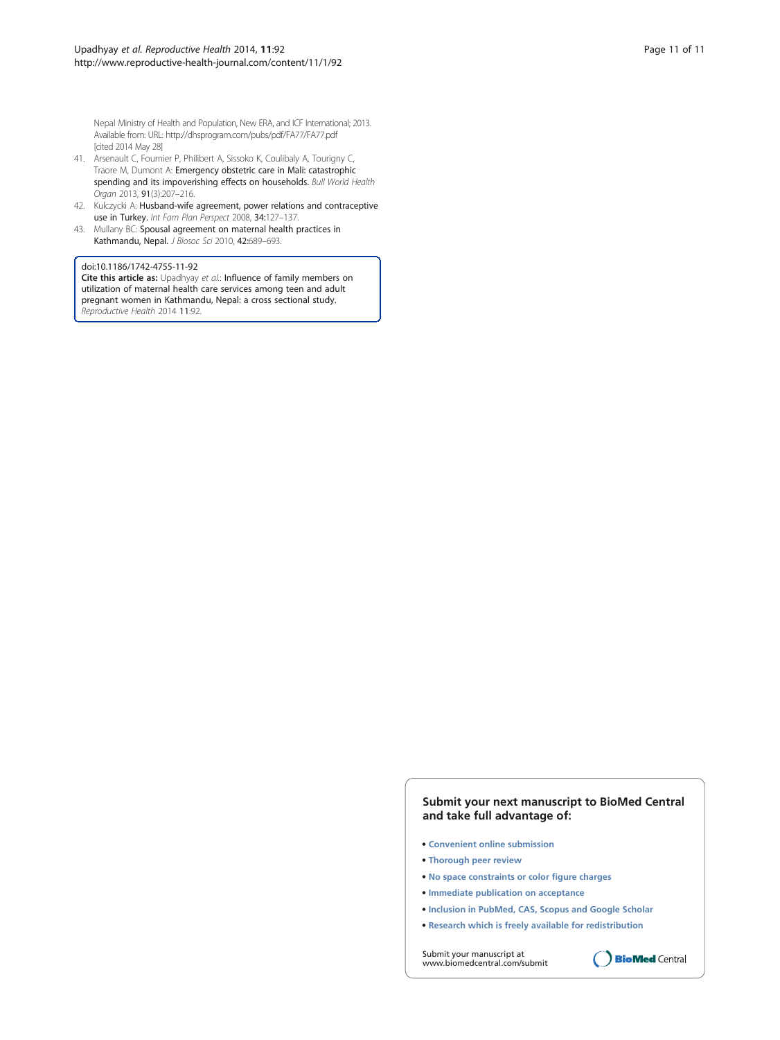Nepal Ministry of Health and Population, New ERA, and ICF International; 2013. Available from: URL: http://dhsprogram.com/pubs/pdf/FA77/FA77.pdf [cited 2014 May 28]

41. Arsenault C, Fournier P, Philibert A, Sissoko K, Coulibaly A, Tourigny C, Traore M, Dumont A: **Emergency obstetric care in Mali: catastrophic spending and its impoverishing effects on households.** *Bull World Health Organ* 2013, **91**(3):207–216.
42. Kulczycki A: **Husband-wife agreement, power relations and contraceptive use in Turkey.** *Int Fam Plan Perspect* 2008, **34**:127–137.
43. Mullany BC: **Spousal agreement on maternal health practices in Kathmandu, Nepal.** *J Biosoc Sci* 2010, **42**:689–693.

doi:10.1186/1742-4755-11-92
**Cite this article as:** Upadhyay *et al.*: **Influence of family members on utilization of maternal health care services among teen and adult pregnant women in Kathmandu, Nepal: a cross sectional study.** *Reproductive Health* 2014 **11**:92.

**Submit your next manuscript to BioMed Central and take full advantage of:**

- **Convenient online submission**
- **Thorough peer review**
- **No space constraints or color figure charges**
- **Immediate publication on acceptance**
- **Inclusion in PubMed, CAS, Scopus and Google Scholar**
- **Research which is freely available for redistribution**

Submit your manuscript at
www.biomedcentral.com/submit

BioMed Central